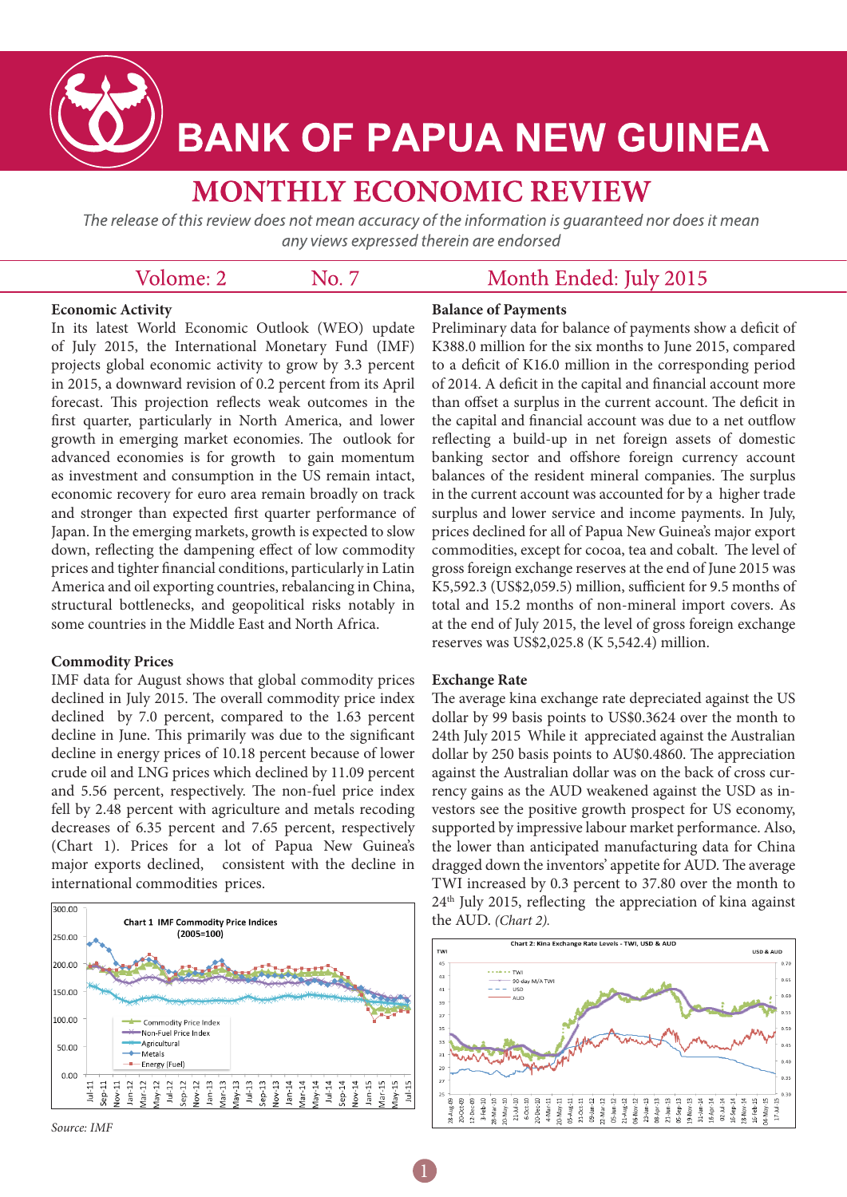# BANK OF PAPUA NEW GUINEA

## MONTHLY ECONOMIC REVIEW

*The release of this review does not mean accuracy of the information is guaranteed nor does it mean any views expressed therein are endorsed*

Volome: 2 No. 7 Month Ended: July 2015

### Economic Activity

In its latest World Economic Outlook (WEO) update of July 2015, the International Monetary Fund (IMF) projects global economic activity to grow by 3.3 percent in 2015, a downward revision of 0.2 percent from its April forecast. This projection reflects weak outcomes in the first quarter, particularly in North America, and lower growth in emerging market economies. The outlook for advanced economies is for growth to gain momentum as investment and consumption in the US remain intact, economic recovery for euro area remain broadly on track and stronger than expected first quarter performance of Japan. In the emerging markets, growth is expected to slow down, reflecting the dampening effect of low commodity prices and tighter financial conditions, particularly in Latin America and oil exporting countries, rebalancing in China, structural bottlenecks, and geopolitical risks notably in some countries in the Middle East and North Africa.

### Commodity Prices

IMF data for August shows that global commodity prices declined in July 2015. The overall commodity price index declined by 7.0 percent, compared to the 1.63 percent decline in June. This primarily was due to the significant decline in energy prices of 10.18 percent because of lower crude oil and LNG prices which declined by 11.09 percent and 5.56 percent, respectively. The non-fuel price index fell by 2.48 percent with agriculture and metals recoding decreases of 6.35 percent and 7.65 percent, respectively (Chart 1). Prices for a lot of Papua New Guinea's major exports declined, consistent with the decline in international commodities prices.

Chart 1 IMF Commodity Price Indices (2005=100)

*Source: IMF*

### Balance of Payments

Preliminary data for balance of payments show a deficit of K388.0 million for the six months to June 2015, compared to a deficit of K16.0 million in the corresponding period of 2014. A deficit in the capital and financial account more than offset a surplus in the current account. The deficit in the capital and financial account was due to a net outflow reflecting a build-up in net foreign assets of domestic banking sector and offshore foreign currency account balances of the resident mineral companies. The surplus in the current account was accounted for by a higher trade surplus and lower service and income payments. In July, prices declined for all of Papua New Guinea's major export commodities, except for cocoa, tea and cobalt. The level of gross foreign exchange reserves at the end of June 2015 was K5,592.3 (US$2,059.5) million, sufficient for 9.5 months of total and 15.2 months of non-mineral import covers. As at the end of July 2015, the level of gross foreign exchange reserves was US$2,025.8 (K 5,542.4) million.

### Exchange Rate

The average kina exchange rate depreciated against the US dollar by 99 basis points to US$0.3624 over the month to 24th July 2015 While it appreciated against the Australian dollar by 250 basis points to AU$0.4860. The appreciation against the Australian dollar was on the back of cross currency gains as the AUD weakened against the USD as investors see the positive growth prospect for US economy, supported by impressive labour market performance. Also, the lower than anticipated manufacturing data for China dragged down the inventors' appetite for AUD. The average TWI increased by 0.3 percent to 37.80 over the month to 24th July 2015, reflecting the appreciation of kina against the AUD. *(Chart 2).*

Chart 2: Kina Exchange Rate Levels - TWI, USD & AUD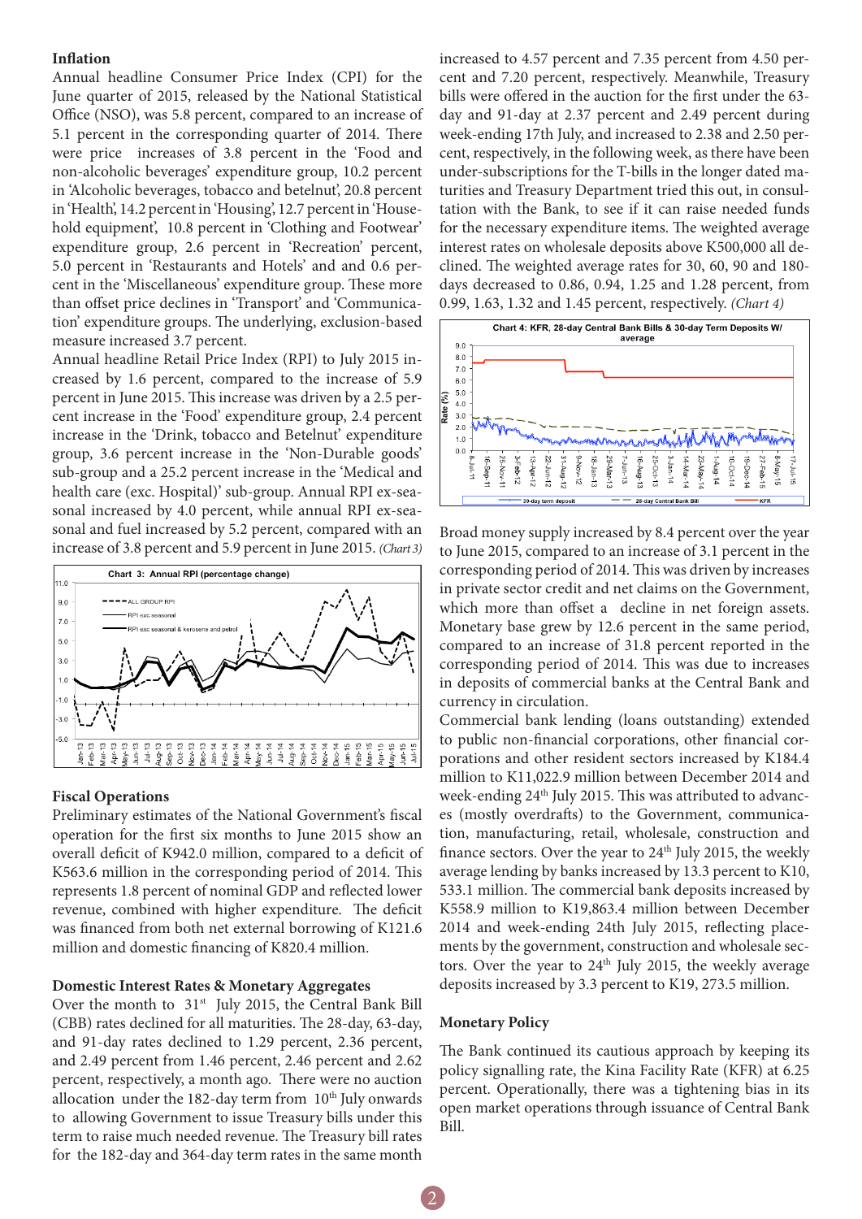### Inflation

Annual headline Consumer Price Index (CPI) for the June quarter of 2015, released by the National Statistical Office (NSO), was 5.8 percent, compared to an increase of 5.1 percent in the corresponding quarter of 2014. There were price increases of 3.8 percent in the 'Food and non-alcoholic beverages' expenditure group, 10.2 percent in 'Alcoholic beverages, tobacco and betelnut', 20.8 percent in 'Health', 14.2 percent in 'Housing', 12.7 percent in 'Household equipment', 10.8 percent in 'Clothing and Footwear' expenditure group, 2.6 percent in 'Recreation' percent, 5.0 percent in 'Restaurants and Hotels' and and 0.6 percent in the 'Miscellaneous' expenditure group. These more than offset price declines in 'Transport' and 'Communication' expenditure groups. The underlying, exclusion-based measure increased 3.7 percent.

Annual headline Retail Price Index (RPI) to July 2015 increased by 1.6 percent, compared to the increase of 5.9 percent in June 2015. This increase was driven by a 2.5 percent increase in the 'Food' expenditure group, 2.4 percent increase in the 'Drink, tobacco and Betelnut' expenditure group, 3.6 percent increase in the 'Non-Durable goods' sub-group and a 25.2 percent increase in the 'Medical and health care (exc. Hospital)' sub-group. Annual RPI ex-seasonal increased by 4.0 percent, while annual RPI ex-seasonal and fuel increased by 5.2 percent, compared with an increase of 3.8 percent and 5.9 percent in June 2015. *(Chart 3)*

Chart 3: Annual RPI (percentage change)

### Fiscal Operations

Preliminary estimates of the National Government's fiscal operation for the first six months to June 2015 show an overall deficit of K942.0 million, compared to a deficit of K563.6 million in the corresponding period of 2014. This represents 1.8 percent of nominal GDP and reflected lower revenue, combined with higher expenditure. The deficit was financed from both net external borrowing of K121.6 million and domestic financing of K820.4 million.

### Domestic Interest Rates & Monetary Aggregates

Over the month to 31st July 2015, the Central Bank Bill (CBB) rates declined for all maturities. The 28-day, 63-day, and 91-day rates declined to 1.29 percent, 2.36 percent, and 2.49 percent from 1.46 percent, 2.46 percent and 2.62 percent, respectively, a month ago. There were no auction allocation under the 182-day term from 10th July onwards to allowing Government to issue Treasury bills under this term to raise much needed revenue. The Treasury bill rates for the 182-day and 364-day term rates in the same month increased to 4.57 percent and 7.35 percent from 4.50 percent and 7.20 percent, respectively. Meanwhile, Treasury bills were offered in the auction for the first under the 63-day and 91-day at 2.37 percent and 2.49 percent during week-ending 17th July, and increased to 2.38 and 2.50 percent, respectively, in the following week, as there have been under-subscriptions for the T-bills in the longer dated maturities and Treasury Department tried this out, in consultation with the Bank, to see if it can raise needed funds for the necessary expenditure items. The weighted average interest rates on wholesale deposits above K500,000 all declined. The weighted average rates for 30, 60, 90 and 180-days decreased to 0.86, 0.94, 1.25 and 1.28 percent, from 0.99, 1.63, 1.32 and 1.45 percent, respectively. *(Chart 4)*

Chart 4: KFR, 28-day Central Bank Bills & 30-day Term Deposits W/ average

Broad money supply increased by 8.4 percent over the year to June 2015, compared to an increase of 3.1 percent in the corresponding period of 2014. This was driven by increases in private sector credit and net claims on the Government, which more than offset a decline in net foreign assets. Monetary base grew by 12.6 percent in the same period, compared to an increase of 31.8 percent reported in the corresponding period of 2014. This was due to increases in deposits of commercial banks at the Central Bank and currency in circulation.

Commercial bank lending (loans outstanding) extended to public non-financial corporations, other financial corporations and other resident sectors increased by K184.4 million to K11,022.9 million between December 2014 and week-ending 24th July 2015. This was attributed to advances (mostly overdrafts) to the Government, communication, manufacturing, retail, wholesale, construction and finance sectors. Over the year to 24th July 2015, the weekly average lending by banks increased by 13.3 percent to K10,533.1 million. The commercial bank deposits increased by K558.9 million to K19,863.4 million between December 2014 and week-ending 24th July 2015, reflecting placements by the government, construction and wholesale sectors. Over the year to 24th July 2015, the weekly average deposits increased by 3.3 percent to K19, 273.5 million.

### Monetary Policy

The Bank continued its cautious approach by keeping its policy signalling rate, the Kina Facility Rate (KFR) at 6.25 percent. Operationally, there was a tightening bias in its open market operations through issuance of Central Bank Bill.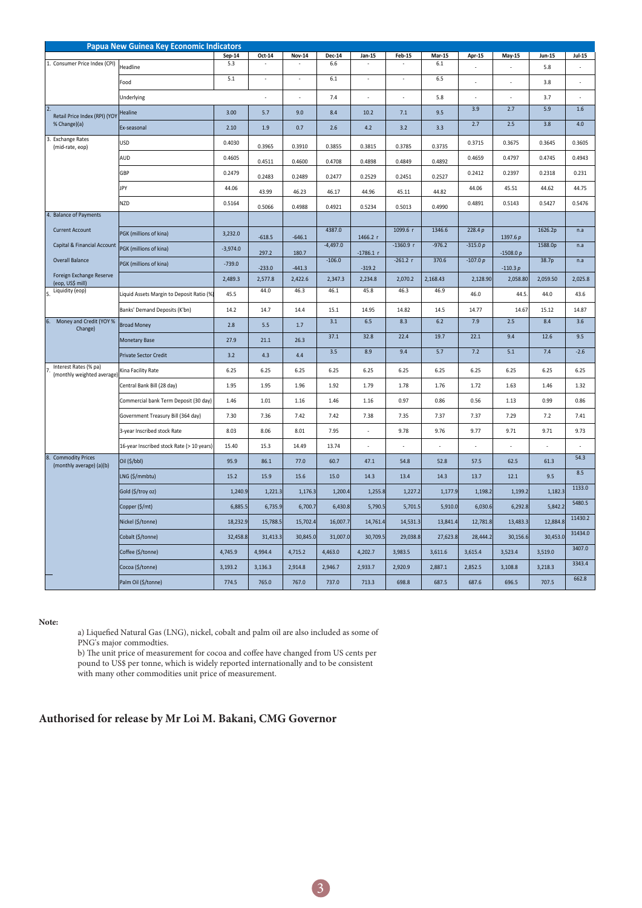| Papua New Guinea Key Economic Indicators | | Sep-14 | Oct-14 | Nov-14 | Dec-14 | Jan-15 | Feb-15 | Mar-15 | Apr-15 | May-15 | Jun-15 | Jul-15 |
|---|---|---|---|---|---|---|---|---|---|---|---|---|
| 1. Consumer Price Index (CPI) | Headline | 5.3 | - | - | 6.6 | - | - | 6.1 | - | - | 5.8 | - |
| | Food | 5.1 | - | - | 6.1 | - | - | 6.5 | - | - | 3.8 | - |
| | Underlying | | - | - | 7.4 | - | - | 5.8 | - | - | 3.7 | - |
| 2. Retail Price Index (RPI) (YOY % Change)(a) | Healine | 3.00 | 5.7 | 9.0 | 8.4 | 10.2 | 7.1 | 9.5 | 3.9 | 2.7 | 5.9 | 1.6 |
| | Ex-seasonal | 2.10 | 1.9 | 0.7 | 2.6 | 4.2 | 3.2 | 3.3 | 2.7 | 2.5 | 3.8 | 4.0 |
| 3. Exchange Rates (mid-rate, eop) | USD | 0.4030 | 0.3965 | 0.3910 | 0.3855 | 0.3815 | 0.3785 | 0.3735 | 0.3715 | 0.3675 | 0.3645 | 0.3605 |
| | AUD | 0.4605 | 0.4511 | 0.4600 | 0.4708 | 0.4898 | 0.4849 | 0.4892 | 0.4659 | 0.4797 | 0.4745 | 0.4943 |
| | GBP | 0.2479 | 0.2483 | 0.2489 | 0.2477 | 0.2529 | 0.2451 | 0.2527 | 0.2412 | 0.2397 | 0.2318 | 0.231 |
| | JPY | 44.06 | 43.99 | 46.23 | 46.17 | 44.96 | 45.11 | 44.82 | 44.06 | 45.51 | 44.62 | 44.75 |
| | NZD | 0.5164 | 0.5066 | 0.4988 | 0.4921 | 0.5234 | 0.5013 | 0.4990 | 0.4891 | 0.5143 | 0.5427 | 0.5476 |
| 4. Balance of Payments | | | | | | | | | | | | |
| Current Account | PGK (millions of kina) | 3,232.0 | -618.5 | -646.1 | 4387.0 | 1466.2 r | 1099.6 r | 1346.6 | 228.4 p | 1397.6 p | 1626.2p | n.a |
| Capital & Financial Account | PGK (millions of kina) | -3,974.0 | 297.2 | 180.7 | -4,497.0 | -1786.1 r | -1360.9 r | -976.2 | -315.0 p | -1508.0 p | 1588.0p | n.a |
| Overall Balance | PGK (millions of kina) | -739.0 | -233.0 | -441.3 | -106.0 | -319.2 | -261.2 r | 370.6 | -107.0 p | -110.3 p | 38.7p | n.a |
| Foreign Exchange Reserve (eop, US$ mill) | | 2,489.3 | 2,577.8 | 2,422.6 | 2,347.3 | 2,234.8 | 2,070.2 | 2,168.43 | 2,128.90 | 2,058.80 | 2,059.50 | 2,025.8 |
| 5. Liquidity (eop) | Liquid Assets Margin to Deposit Ratio (%) | 45.5 | 44.0 | 46.3 | 46.1 | 45.8 | 46.3 | 46.9 | 46.0 | 44.5 | 44.0 | 43.6 |
| | Banks' Demand Deposits (K'bn) | 14.2 | 14.7 | 14.4 | 15.1 | 14.95 | 14.82 | 14.5 | 14.77 | 14.67 | 15.12 | 14.87 |
| 6. Money and Credit (YOY % Change) | Broad Money | 2.8 | 5.5 | 1.7 | 3.1 | 6.5 | 8.3 | 6.2 | 7.9 | 2.5 | 8.4 | 3.6 |
| | Monetary Base | 27.9 | 21.1 | 26.3 | 37.1 | 32.8 | 22.4 | 19.7 | 22.1 | 9.4 | 12.6 | 9.5 |
| | Private Sector Credit | 3.2 | 4.3 | 4.4 | 3.5 | 8.9 | 9.4 | 5.7 | 7.2 | 5.1 | 7.4 | -2.6 |
| 7. Interest Rates (% pa) (monthly weighted average) | Kina Facility Rate | 6.25 | 6.25 | 6.25 | 6.25 | 6.25 | 6.25 | 6.25 | 6.25 | 6.25 | 6.25 | 6.25 |
| | Central Bank Bill (28 day) | 1.95 | 1.95 | 1.96 | 1.92 | 1.79 | 1.78 | 1.76 | 1.72 | 1.63 | 1.46 | 1.32 |
| | Commercial bank Term Deposit (30 day) | 1.46 | 1.01 | 1.16 | 1.46 | 1.16 | 0.97 | 0.86 | 0.56 | 1.13 | 0.99 | 0.86 |
| | Government Treasury Bill (364 day) | 7.30 | 7.36 | 7.42 | 7.42 | 7.38 | 7.35 | 7.37 | 7.37 | 7.29 | 7.2 | 7.41 |
| | 3-year Inscribed stock Rate | 8.03 | 8.06 | 8.01 | 7.95 | - | 9.78 | 9.76 | 9.77 | 9.71 | 9.71 | 9.73 |
| | 16-year Inscribed stock Rate (> 10 years) | 15.40 | 15.3 | 14.49 | 13.74 | - | - | - | - | - | - | - |
| 8. Commodity Prices (monthly average) (a)(b) | Oil ($/bbl) | 95.9 | 86.1 | 77.0 | 60.7 | 47.1 | 54.8 | 52.8 | 57.5 | 62.5 | 61.3 | 54.3 |
| | LNG ($/mmbtu) | 15.2 | 15.9 | 15.6 | 15.0 | 14.3 | 13.4 | 14.3 | 13.7 | 12.1 | 9.5 | 8.5 |
| | Gold ($/troy oz) | 1,240.9 | 1,221.3 | 1,176.3 | 1,200.4 | 1,255.8 | 1,227.2 | 1,177.9 | 1,198.2 | 1,199.2 | 1,182.3 | 1133.0 |
| | Copper ($/mt) | 6,885.5 | 6,735.9 | 6,700.7 | 6,430.8 | 5,790.5 | 5,701.5 | 5,910.0 | 6,030.6 | 6,292.8 | 5,842.2 | 5480.5 |
| | Nickel ($/tonne) | 18,232.9 | 15,788.5 | 15,702.4 | 16,007.7 | 14,761.4 | 14,531.3 | 13,841.4 | 12,781.8 | 13,483.3 | 12,884.8 | 11430.2 |
| | Cobalt ($/tonne) | 32,458.8 | 31,413.3 | 30,845.0 | 31,007.0 | 30,709.5 | 29,038.8 | 27,623.8 | 28,444.2 | 30,156.6 | 30,453.0 | 31434.0 |
| | Coffee ($/tonne) | 4,745.9 | 4,994.4 | 4,715.2 | 4,463.0 | 4,202.7 | 3,983.5 | 3,611.6 | 3,615.4 | 3,523.4 | 3,519.0 | 3407.0 |
| | Cocoa ($/tonne) | 3,193.2 | 3,136.3 | 2,914.8 | 2,946.7 | 2,933.7 | 2,920.9 | 2,887.1 | 2,852.5 | 3,108.8 | 3,218.3 | 3343.4 |
| | Palm Oil ($/tonne) | 774.5 | 765.0 | 767.0 | 737.0 | 713.3 | 698.8 | 687.5 | 687.6 | 696.5 | 707.5 | 662.8 |

**Note:**

a) Liquefied Natural Gas (LNG), nickel, cobalt and palm oil are also included as some of PNG's major commodties.

b) The unit price of measurement for cocoa and coffee have changed from US cents per pound to US$ per tonne, which is widely reported internationally and to be consistent with many other commodities unit price of measurement.

## Authorised for release by Mr Loi M. Bakani, CMG Governor